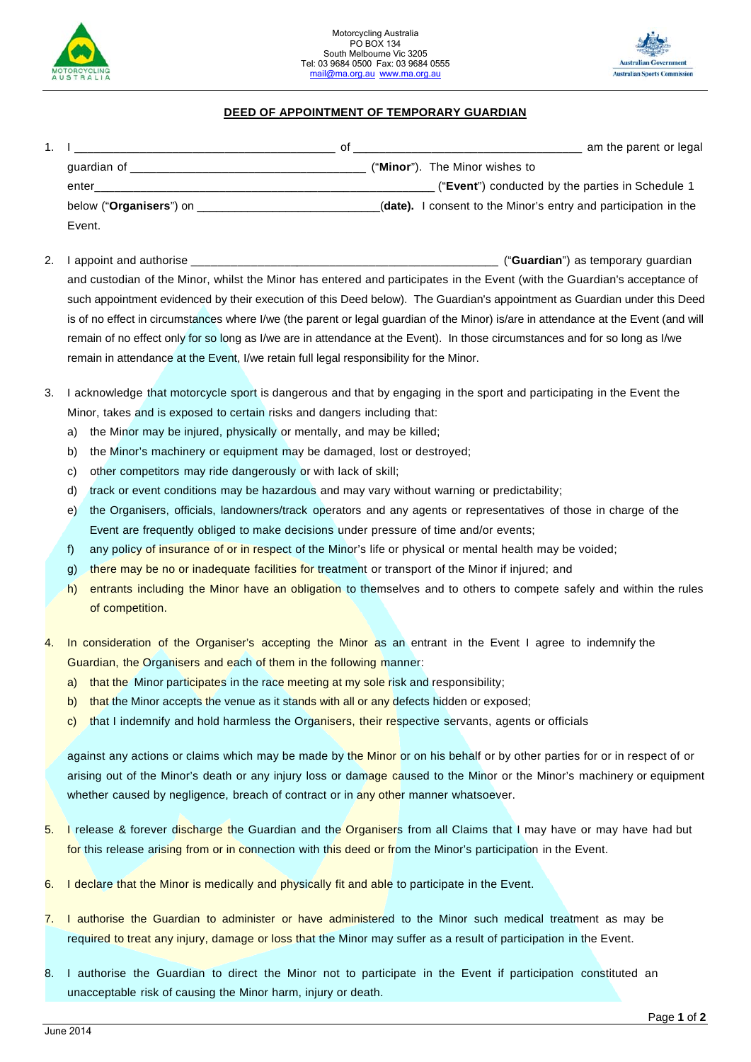Motorcycling Australia
PO BOX 134
South Melbourne Vic 3205
Tel: 03 9684 0500 Fax: 03 9684 0555
mail@ma.org.au www.ma.org.au

## DEED OF APPOINTMENT OF TEMPORARY GUARDIAN

1. I ________________________________________ of __________________________________ am the parent or legal guardian of ____________________________________ ("**Minor**"). The Minor wishes to enter_____________________________________________________ ("**Event**") conducted by the parties in Schedule 1 below ("**Organisers**") on ____________________________(**date).** I consent to the Minor's entry and participation in the Event.

2. I appoint and authorise _______________________________________________ ("**Guardian**") as temporary guardian and custodian of the Minor, whilst the Minor has entered and participates in the Event (with the Guardian's acceptance of such appointment evidenced by their execution of this Deed below). The Guardian's appointment as Guardian under this Deed is of no effect in circumstances where I/we (the parent or legal guardian of the Minor) is/are in attendance at the Event (and will remain of no effect only for so long as I/we are in attendance at the Event). In those circumstances and for so long as I/we remain in attendance at the Event, I/we retain full legal responsibility for the Minor.

3. I acknowledge that motorcycle sport is dangerous and that by engaging in the sport and participating in the Event the Minor, takes and is exposed to certain risks and dangers including that:
   a) the Minor may be injured, physically or mentally, and may be killed;
   b) the Minor's machinery or equipment may be damaged, lost or destroyed;
   c) other competitors may ride dangerously or with lack of skill;
   d) track or event conditions may be hazardous and may vary without warning or predictability;
   e) the Organisers, officials, landowners/track operators and any agents or representatives of those in charge of the Event are frequently obliged to make decisions under pressure of time and/or events;
   f) any policy of insurance of or in respect of the Minor's life or physical or mental health may be voided;
   g) there may be no or inadequate facilities for treatment or transport of the Minor if injured; and
   h) entrants including the Minor have an obligation to themselves and to others to compete safely and within the rules of competition.

4. In consideration of the Organiser's accepting the Minor as an entrant in the Event I agree to indemnify the Guardian, the Organisers and each of them in the following manner:
   a) that the Minor participates in the race meeting at my sole risk and responsibility;
   b) that the Minor accepts the venue as it stands with all or any defects hidden or exposed;
   c) that I indemnify and hold harmless the Organisers, their respective servants, agents or officials

   against any actions or claims which may be made by the Minor or on his behalf or by other parties for or in respect of or arising out of the Minor's death or any injury loss or damage caused to the Minor or the Minor's machinery or equipment whether caused by negligence, breach of contract or in any other manner whatsoever.

5. I release & forever discharge the Guardian and the Organisers from all Claims that I may have or may have had but for this release arising from or in connection with this deed or from the Minor's participation in the Event.

6. I declare that the Minor is medically and physically fit and able to participate in the Event.

7. I authorise the Guardian to administer or have administered to the Minor such medical treatment as may be required to treat any injury, damage or loss that the Minor may suffer as a result of participation in the Event.

8. I authorise the Guardian to direct the Minor not to participate in the Event if participation constituted an unacceptable risk of causing the Minor harm, injury or death.

June 2014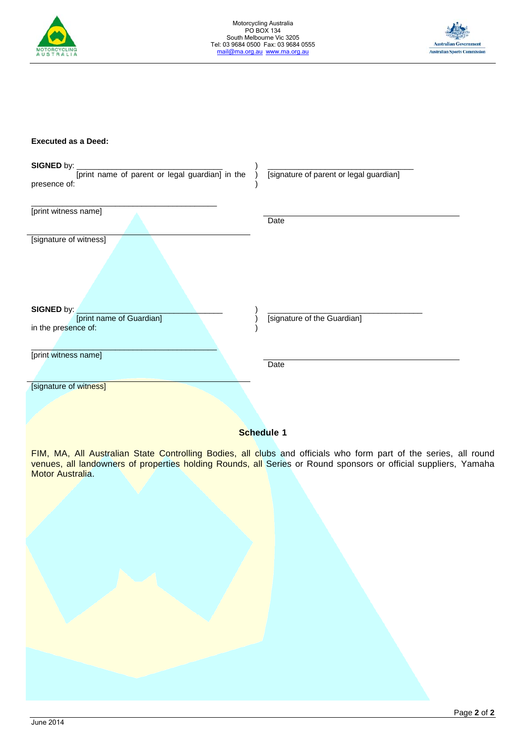**Executed as a Deed:**

**SIGNED** by: ________________________________ )  ________________________________
[print name of parent or legal guardian] in the presence of: )  [signature of parent or legal guardian]

_________________________________________
[print witness name]

_________________________________________ Date

_________________________________________
[signature of witness]

**SIGNED** by: ________________________________ )  ________________________________
[print name of Guardian] in the presence of: )  [signature of the Guardian]

_________________________________________
[print witness name]

_________________________________________ Date

_________________________________________
[signature of witness]

## Schedule 1

FIM, MA, All Australian State Controlling Bodies, all clubs and officials who form part of the series, all round venues, all landowners of properties holding Rounds, all Series or Round sponsors or official suppliers, Yamaha Motor Australia.